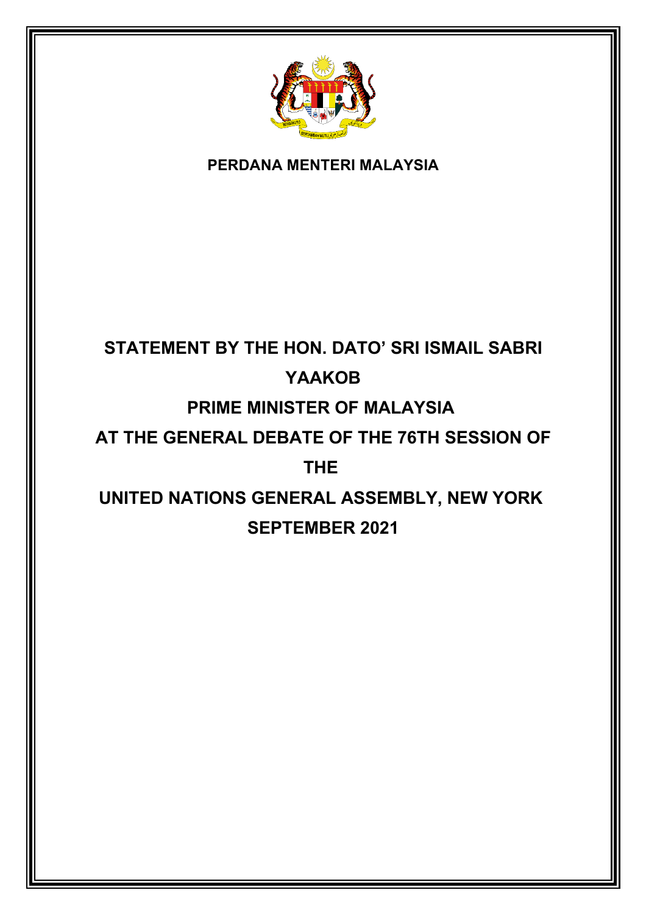**PERDANA MENTERI MALAYSIA**

# STATEMENT BY THE HON. DATO' SRI ISMAIL SABRI YAAKOB

# PRIME MINISTER OF MALAYSIA

# AT THE GENERAL DEBATE OF THE 76TH SESSION OF THE UNITED NATIONS GENERAL ASSEMBLY, NEW YORK

# SEPTEMBER 2021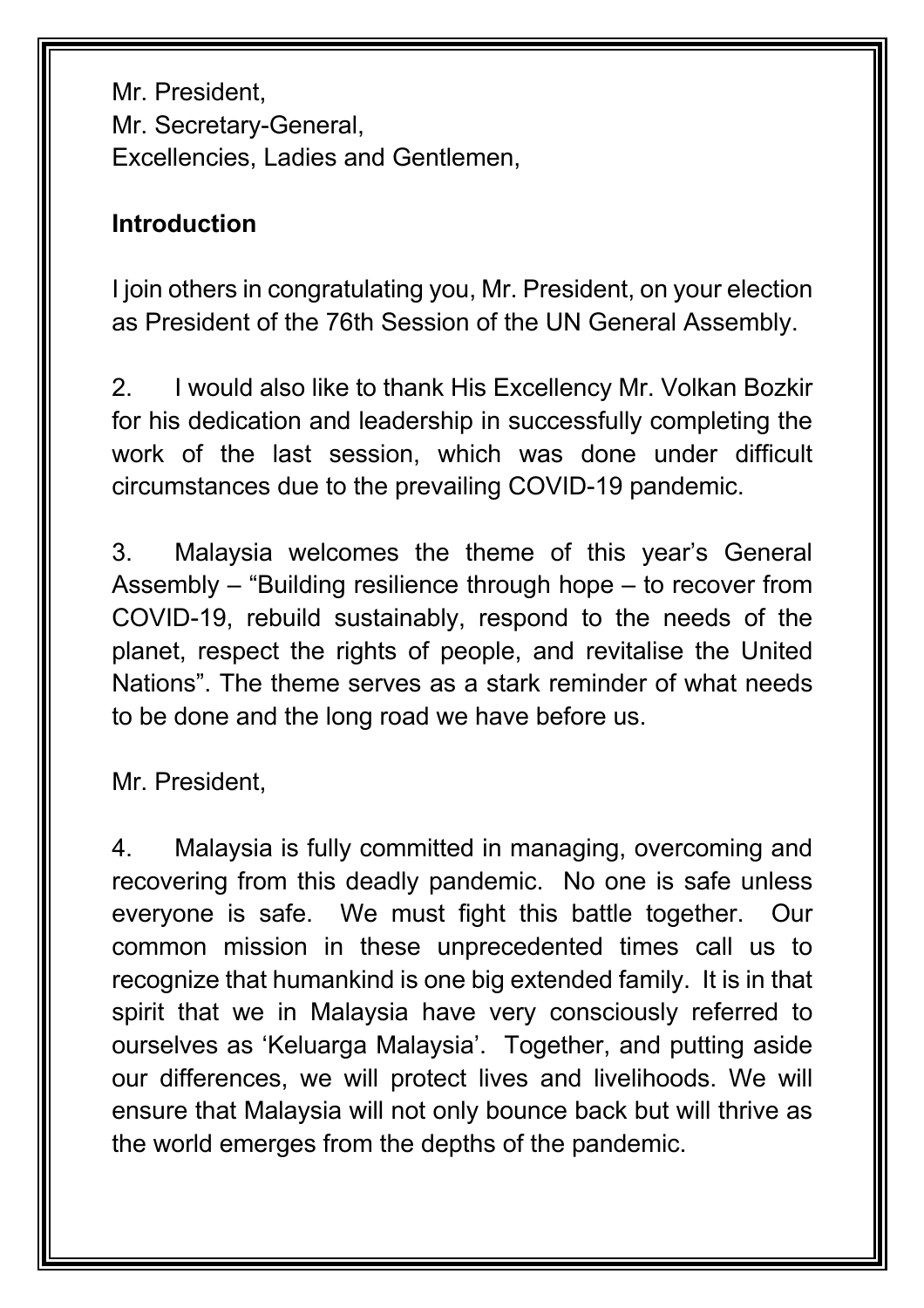Mr. President,
Mr. Secretary-General,
Excellencies, Ladies and Gentlemen,

**Introduction**

I join others in congratulating you, Mr. President, on your election as President of the 76th Session of the UN General Assembly.

2. I would also like to thank His Excellency Mr. Volkan Bozkir for his dedication and leadership in successfully completing the work of the last session, which was done under difficult circumstances due to the prevailing COVID-19 pandemic.

3. Malaysia welcomes the theme of this year's General Assembly – "Building resilience through hope – to recover from COVID-19, rebuild sustainably, respond to the needs of the planet, respect the rights of people, and revitalise the United Nations". The theme serves as a stark reminder of what needs to be done and the long road we have before us.

Mr. President,

4. Malaysia is fully committed in managing, overcoming and recovering from this deadly pandemic. No one is safe unless everyone is safe. We must fight this battle together. Our common mission in these unprecedented times call us to recognize that humankind is one big extended family. It is in that spirit that we in Malaysia have very consciously referred to ourselves as 'Keluarga Malaysia'. Together, and putting aside our differences, we will protect lives and livelihoods. We will ensure that Malaysia will not only bounce back but will thrive as the world emerges from the depths of the pandemic.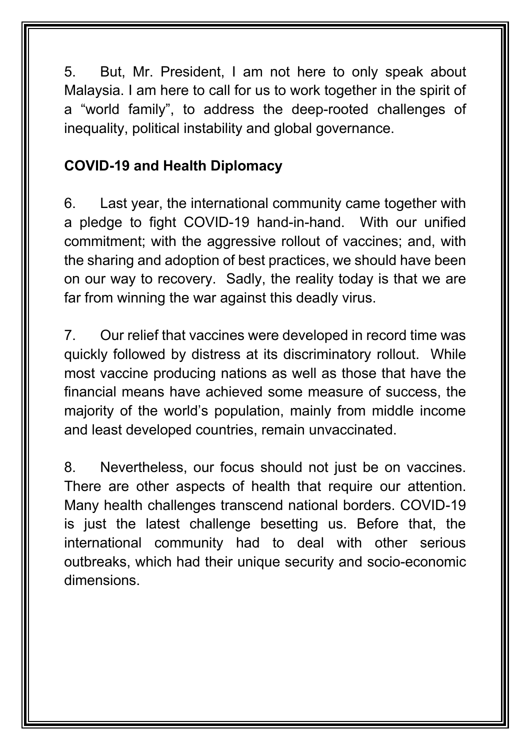5. But, Mr. President, I am not here to only speak about Malaysia. I am here to call for us to work together in the spirit of a "world family", to address the deep-rooted challenges of inequality, political instability and global governance.

**COVID-19 and Health Diplomacy**

6. Last year, the international community came together with a pledge to fight COVID-19 hand-in-hand. With our unified commitment; with the aggressive rollout of vaccines; and, with the sharing and adoption of best practices, we should have been on our way to recovery. Sadly, the reality today is that we are far from winning the war against this deadly virus.

7. Our relief that vaccines were developed in record time was quickly followed by distress at its discriminatory rollout. While most vaccine producing nations as well as those that have the financial means have achieved some measure of success, the majority of the world's population, mainly from middle income and least developed countries, remain unvaccinated.

8. Nevertheless, our focus should not just be on vaccines. There are other aspects of health that require our attention. Many health challenges transcend national borders. COVID-19 is just the latest challenge besetting us. Before that, the international community had to deal with other serious outbreaks, which had their unique security and socio-economic dimensions.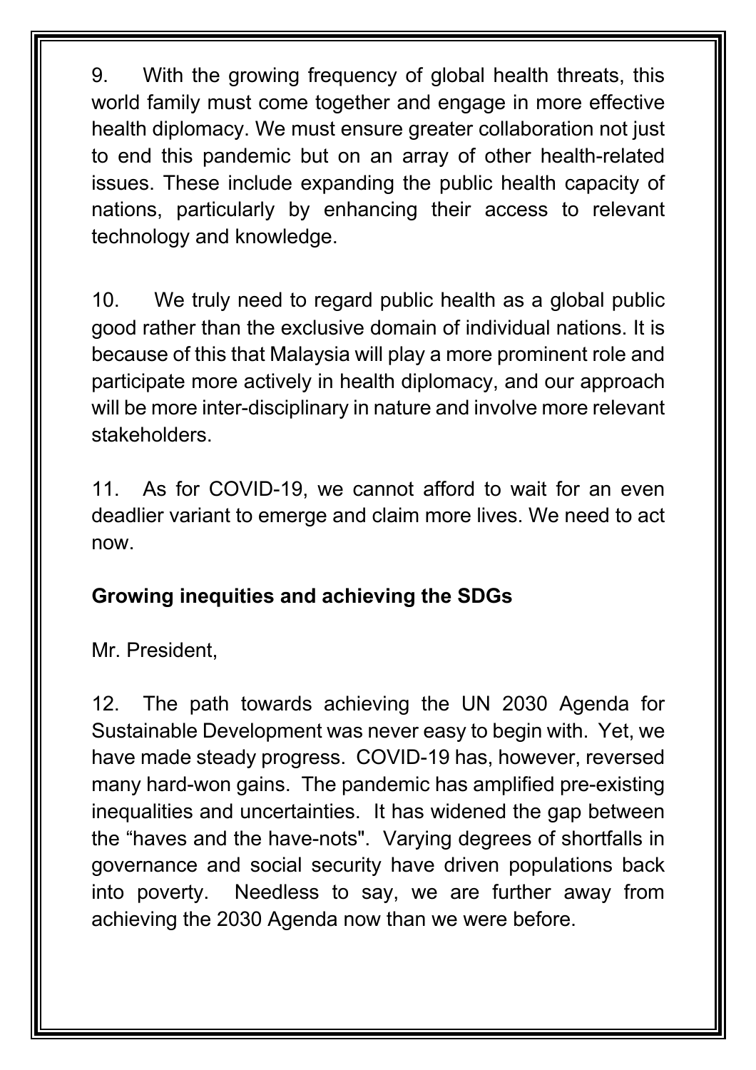9. With the growing frequency of global health threats, this world family must come together and engage in more effective health diplomacy. We must ensure greater collaboration not just to end this pandemic but on an array of other health-related issues. These include expanding the public health capacity of nations, particularly by enhancing their access to relevant technology and knowledge.

10. We truly need to regard public health as a global public good rather than the exclusive domain of individual nations. It is because of this that Malaysia will play a more prominent role and participate more actively in health diplomacy, and our approach will be more inter-disciplinary in nature and involve more relevant stakeholders.

11. As for COVID-19, we cannot afford to wait for an even deadlier variant to emerge and claim more lives. We need to act now.

**Growing inequities and achieving the SDGs**

Mr. President,

12. The path towards achieving the UN 2030 Agenda for Sustainable Development was never easy to begin with. Yet, we have made steady progress. COVID-19 has, however, reversed many hard-won gains. The pandemic has amplified pre-existing inequalities and uncertainties. It has widened the gap between the "haves and the have-nots". Varying degrees of shortfalls in governance and social security have driven populations back into poverty. Needless to say, we are further away from achieving the 2030 Agenda now than we were before.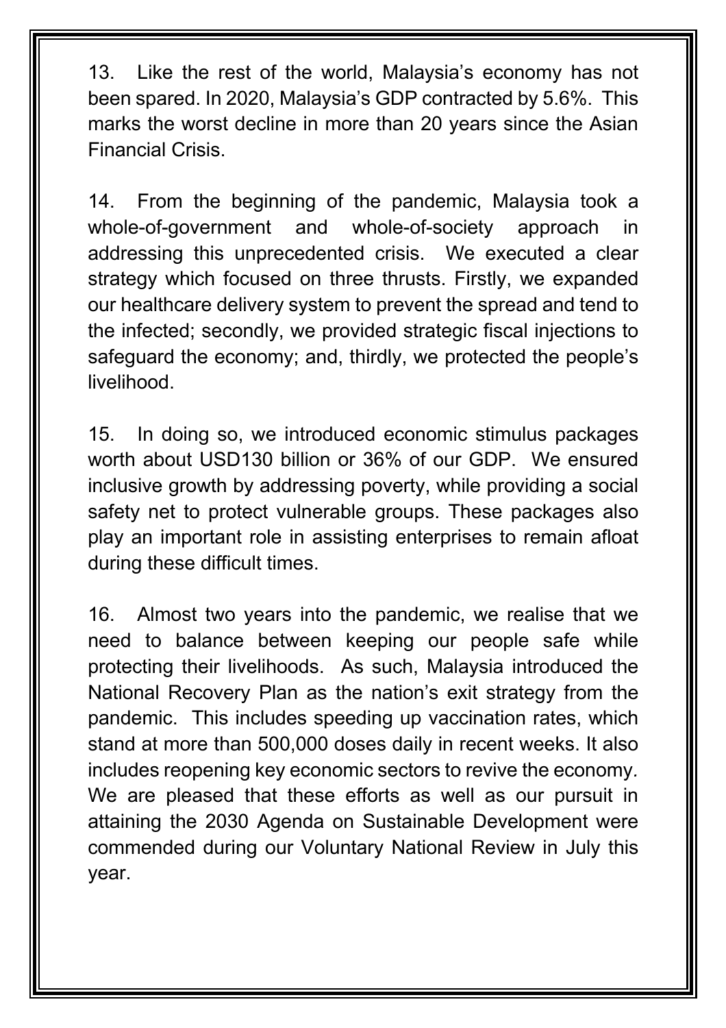13. Like the rest of the world, Malaysia's economy has not been spared. In 2020, Malaysia's GDP contracted by 5.6%. This marks the worst decline in more than 20 years since the Asian Financial Crisis.

14. From the beginning of the pandemic, Malaysia took a whole-of-government and whole-of-society approach in addressing this unprecedented crisis. We executed a clear strategy which focused on three thrusts. Firstly, we expanded our healthcare delivery system to prevent the spread and tend to the infected; secondly, we provided strategic fiscal injections to safeguard the economy; and, thirdly, we protected the people's livelihood.

15. In doing so, we introduced economic stimulus packages worth about USD130 billion or 36% of our GDP. We ensured inclusive growth by addressing poverty, while providing a social safety net to protect vulnerable groups. These packages also play an important role in assisting enterprises to remain afloat during these difficult times.

16. Almost two years into the pandemic, we realise that we need to balance between keeping our people safe while protecting their livelihoods. As such, Malaysia introduced the National Recovery Plan as the nation's exit strategy from the pandemic. This includes speeding up vaccination rates, which stand at more than 500,000 doses daily in recent weeks. It also includes reopening key economic sectors to revive the economy. We are pleased that these efforts as well as our pursuit in attaining the 2030 Agenda on Sustainable Development were commended during our Voluntary National Review in July this year.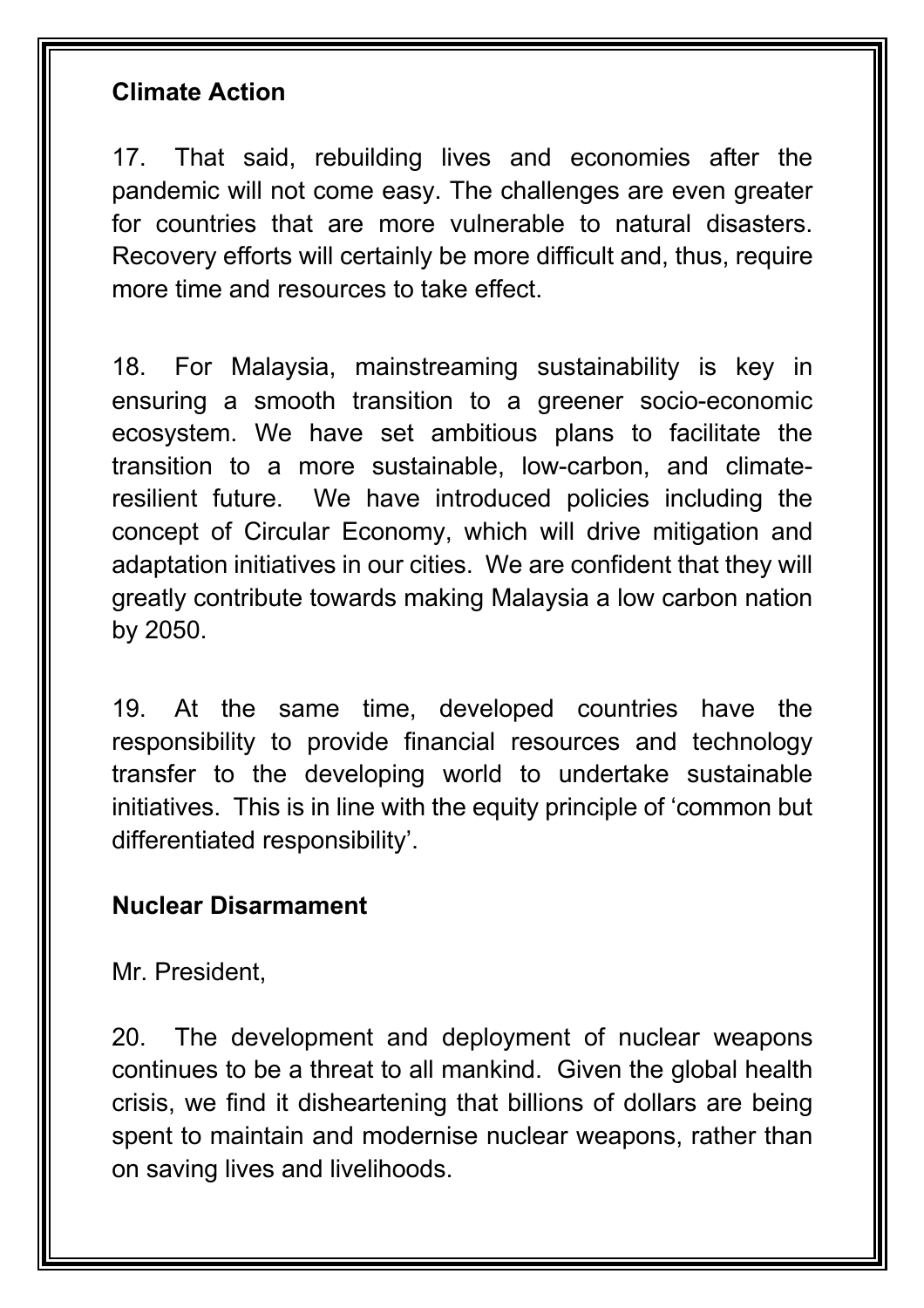**Climate Action**

17. That said, rebuilding lives and economies after the pandemic will not come easy. The challenges are even greater for countries that are more vulnerable to natural disasters. Recovery efforts will certainly be more difficult and, thus, require more time and resources to take effect.

18. For Malaysia, mainstreaming sustainability is key in ensuring a smooth transition to a greener socio-economic ecosystem. We have set ambitious plans to facilitate the transition to a more sustainable, low-carbon, and climate-resilient future. We have introduced policies including the concept of Circular Economy, which will drive mitigation and adaptation initiatives in our cities. We are confident that they will greatly contribute towards making Malaysia a low carbon nation by 2050.

19. At the same time, developed countries have the responsibility to provide financial resources and technology transfer to the developing world to undertake sustainable initiatives. This is in line with the equity principle of 'common but differentiated responsibility'.

**Nuclear Disarmament**

Mr. President,

20. The development and deployment of nuclear weapons continues to be a threat to all mankind. Given the global health crisis, we find it disheartening that billions of dollars are being spent to maintain and modernise nuclear weapons, rather than on saving lives and livelihoods.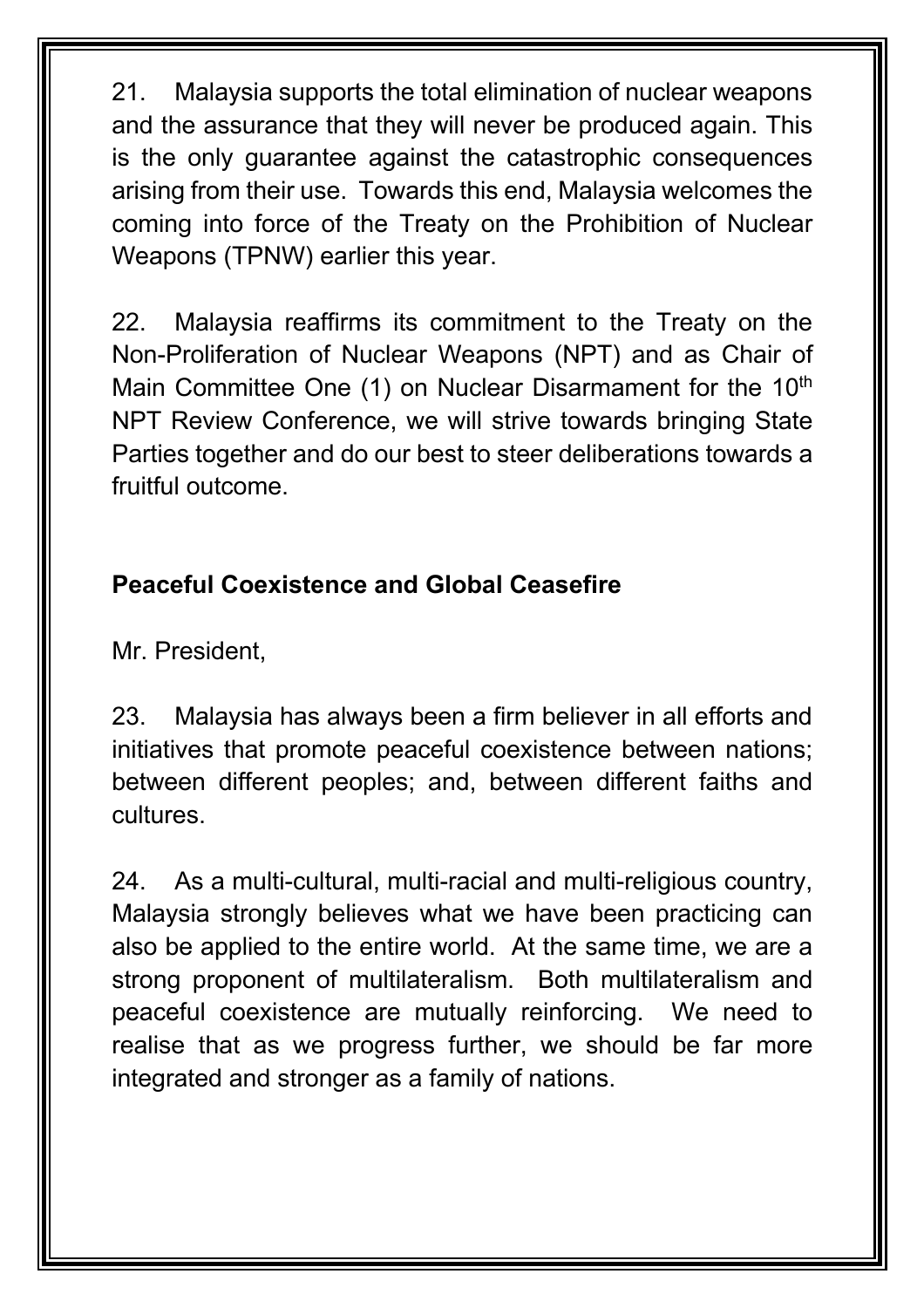21. Malaysia supports the total elimination of nuclear weapons and the assurance that they will never be produced again. This is the only guarantee against the catastrophic consequences arising from their use. Towards this end, Malaysia welcomes the coming into force of the Treaty on the Prohibition of Nuclear Weapons (TPNW) earlier this year.

22. Malaysia reaffirms its commitment to the Treaty on the Non-Proliferation of Nuclear Weapons (NPT) and as Chair of Main Committee One (1) on Nuclear Disarmament for the 10th NPT Review Conference, we will strive towards bringing State Parties together and do our best to steer deliberations towards a fruitful outcome.

**Peaceful Coexistence and Global Ceasefire**

Mr. President,

23. Malaysia has always been a firm believer in all efforts and initiatives that promote peaceful coexistence between nations; between different peoples; and, between different faiths and cultures.

24. As a multi-cultural, multi-racial and multi-religious country, Malaysia strongly believes what we have been practicing can also be applied to the entire world. At the same time, we are a strong proponent of multilateralism. Both multilateralism and peaceful coexistence are mutually reinforcing. We need to realise that as we progress further, we should be far more integrated and stronger as a family of nations.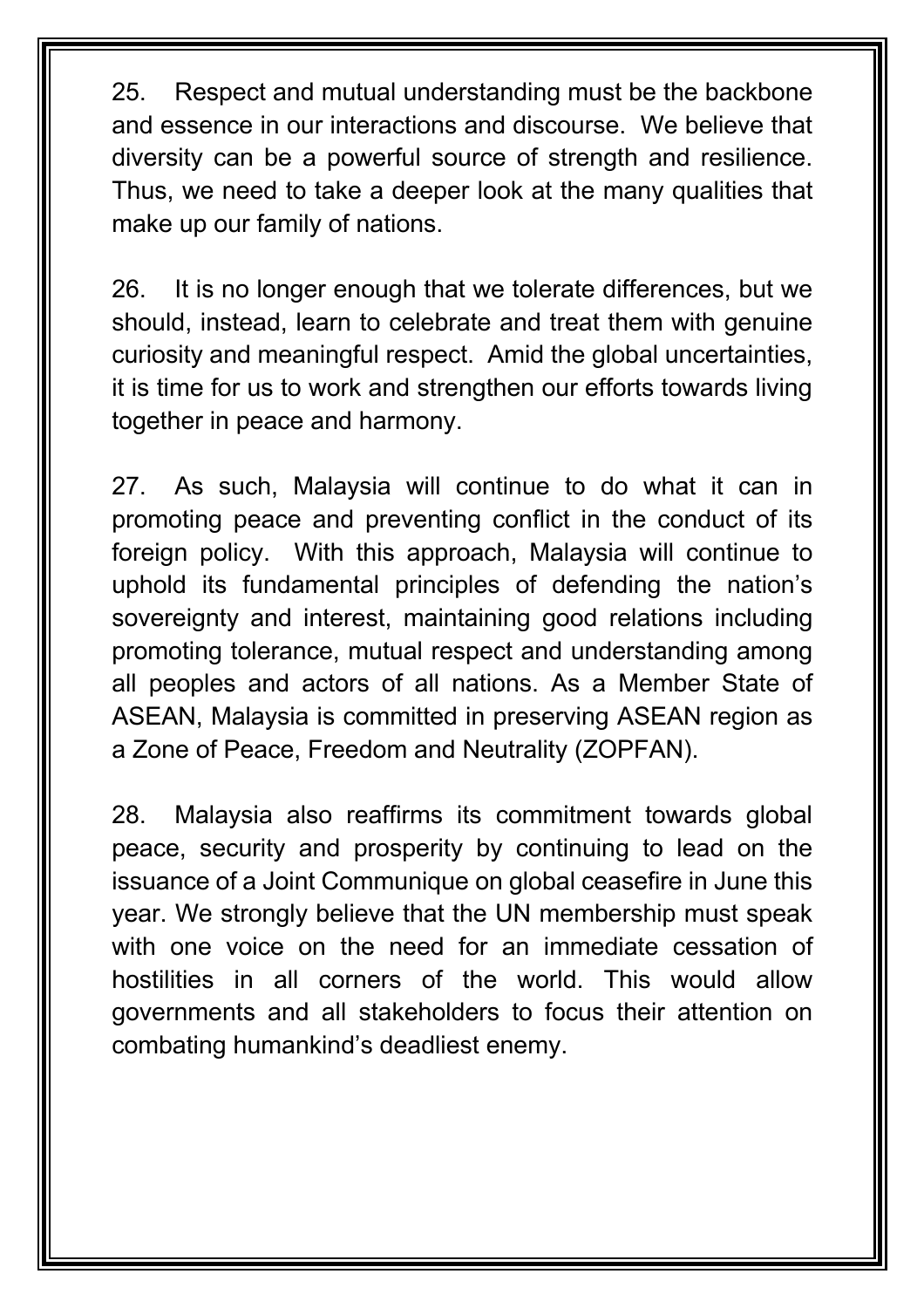25. Respect and mutual understanding must be the backbone and essence in our interactions and discourse. We believe that diversity can be a powerful source of strength and resilience. Thus, we need to take a deeper look at the many qualities that make up our family of nations.

26. It is no longer enough that we tolerate differences, but we should, instead, learn to celebrate and treat them with genuine curiosity and meaningful respect. Amid the global uncertainties, it is time for us to work and strengthen our efforts towards living together in peace and harmony.

27. As such, Malaysia will continue to do what it can in promoting peace and preventing conflict in the conduct of its foreign policy. With this approach, Malaysia will continue to uphold its fundamental principles of defending the nation's sovereignty and interest, maintaining good relations including promoting tolerance, mutual respect and understanding among all peoples and actors of all nations. As a Member State of ASEAN, Malaysia is committed in preserving ASEAN region as a Zone of Peace, Freedom and Neutrality (ZOPFAN).

28. Malaysia also reaffirms its commitment towards global peace, security and prosperity by continuing to lead on the issuance of a Joint Communique on global ceasefire in June this year. We strongly believe that the UN membership must speak with one voice on the need for an immediate cessation of hostilities in all corners of the world. This would allow governments and all stakeholders to focus their attention on combating humankind's deadliest enemy.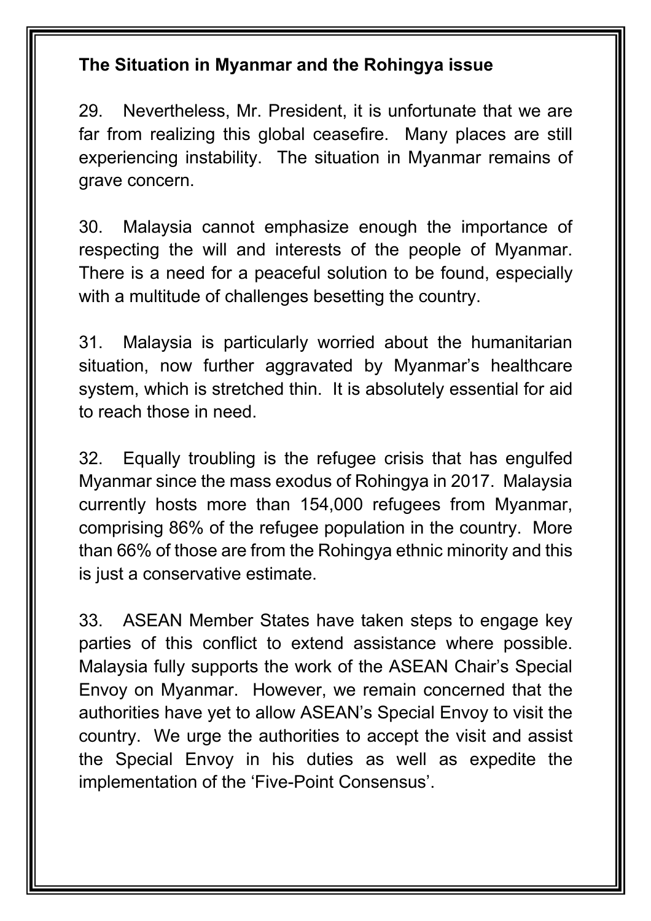**The Situation in Myanmar and the Rohingya issue**

29. Nevertheless, Mr. President, it is unfortunate that we are far from realizing this global ceasefire. Many places are still experiencing instability. The situation in Myanmar remains of grave concern.

30. Malaysia cannot emphasize enough the importance of respecting the will and interests of the people of Myanmar. There is a need for a peaceful solution to be found, especially with a multitude of challenges besetting the country.

31. Malaysia is particularly worried about the humanitarian situation, now further aggravated by Myanmar's healthcare system, which is stretched thin. It is absolutely essential for aid to reach those in need.

32. Equally troubling is the refugee crisis that has engulfed Myanmar since the mass exodus of Rohingya in 2017. Malaysia currently hosts more than 154,000 refugees from Myanmar, comprising 86% of the refugee population in the country. More than 66% of those are from the Rohingya ethnic minority and this is just a conservative estimate.

33. ASEAN Member States have taken steps to engage key parties of this conflict to extend assistance where possible. Malaysia fully supports the work of the ASEAN Chair's Special Envoy on Myanmar. However, we remain concerned that the authorities have yet to allow ASEAN's Special Envoy to visit the country. We urge the authorities to accept the visit and assist the Special Envoy in his duties as well as expedite the implementation of the 'Five-Point Consensus'.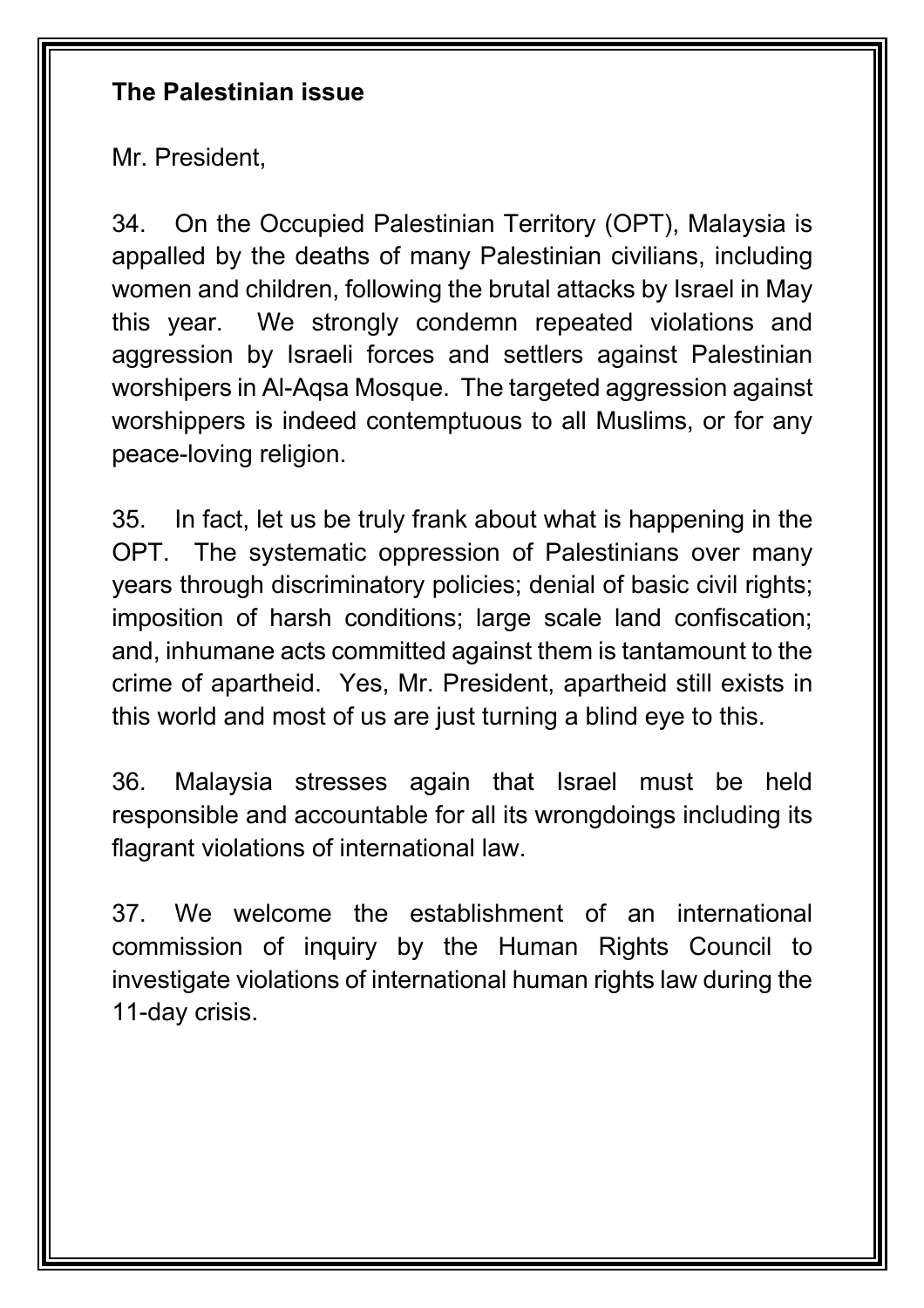**The Palestinian issue**

Mr. President,

34. On the Occupied Palestinian Territory (OPT), Malaysia is appalled by the deaths of many Palestinian civilians, including women and children, following the brutal attacks by Israel in May this year. We strongly condemn repeated violations and aggression by Israeli forces and settlers against Palestinian worshipers in Al-Aqsa Mosque. The targeted aggression against worshippers is indeed contemptuous to all Muslims, or for any peace-loving religion.

35. In fact, let us be truly frank about what is happening in the OPT. The systematic oppression of Palestinians over many years through discriminatory policies; denial of basic civil rights; imposition of harsh conditions; large scale land confiscation; and, inhumane acts committed against them is tantamount to the crime of apartheid. Yes, Mr. President, apartheid still exists in this world and most of us are just turning a blind eye to this.

36. Malaysia stresses again that Israel must be held responsible and accountable for all its wrongdoings including its flagrant violations of international law.

37. We welcome the establishment of an international commission of inquiry by the Human Rights Council to investigate violations of international human rights law during the 11-day crisis.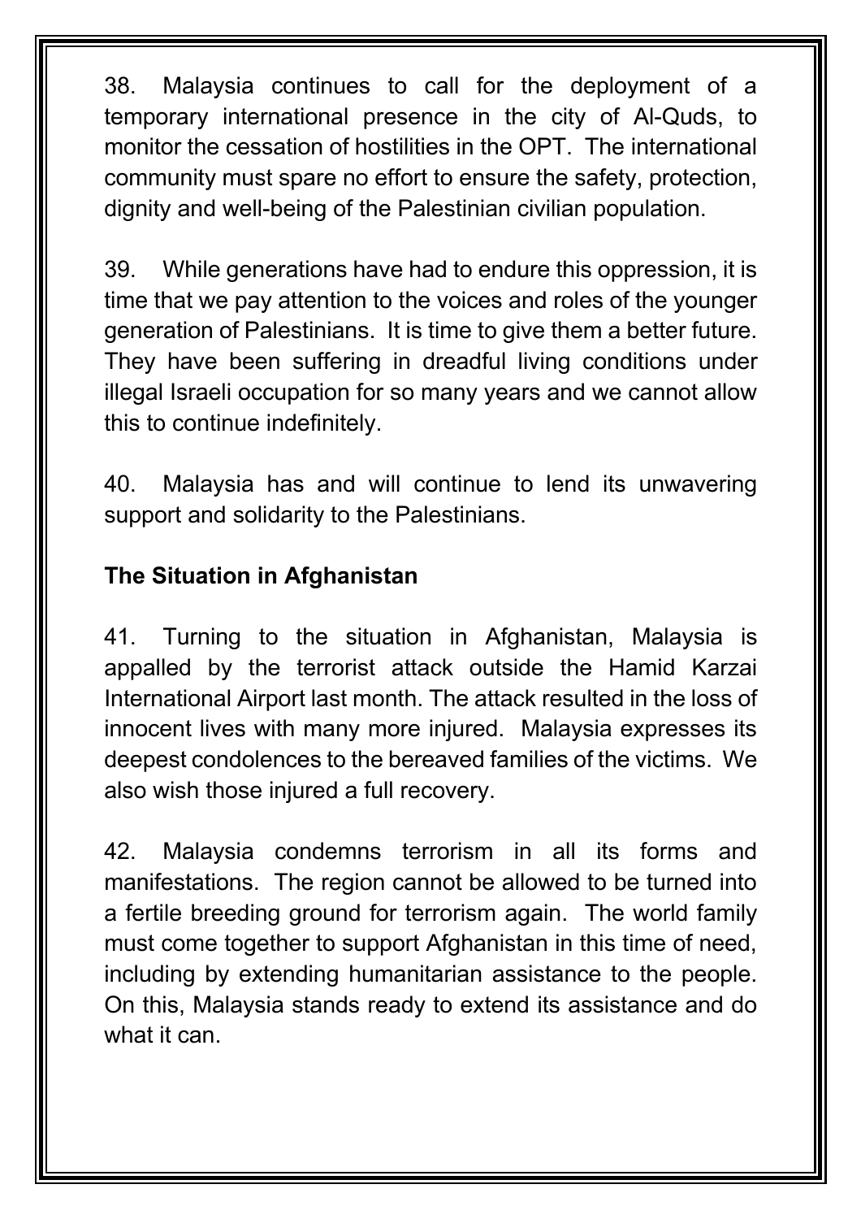38. Malaysia continues to call for the deployment of a temporary international presence in the city of Al-Quds, to monitor the cessation of hostilities in the OPT. The international community must spare no effort to ensure the safety, protection, dignity and well-being of the Palestinian civilian population.

39. While generations have had to endure this oppression, it is time that we pay attention to the voices and roles of the younger generation of Palestinians. It is time to give them a better future. They have been suffering in dreadful living conditions under illegal Israeli occupation for so many years and we cannot allow this to continue indefinitely.

40. Malaysia has and will continue to lend its unwavering support and solidarity to the Palestinians.

**The Situation in Afghanistan**

41. Turning to the situation in Afghanistan, Malaysia is appalled by the terrorist attack outside the Hamid Karzai International Airport last month. The attack resulted in the loss of innocent lives with many more injured. Malaysia expresses its deepest condolences to the bereaved families of the victims. We also wish those injured a full recovery.

42. Malaysia condemns terrorism in all its forms and manifestations. The region cannot be allowed to be turned into a fertile breeding ground for terrorism again. The world family must come together to support Afghanistan in this time of need, including by extending humanitarian assistance to the people. On this, Malaysia stands ready to extend its assistance and do what it can.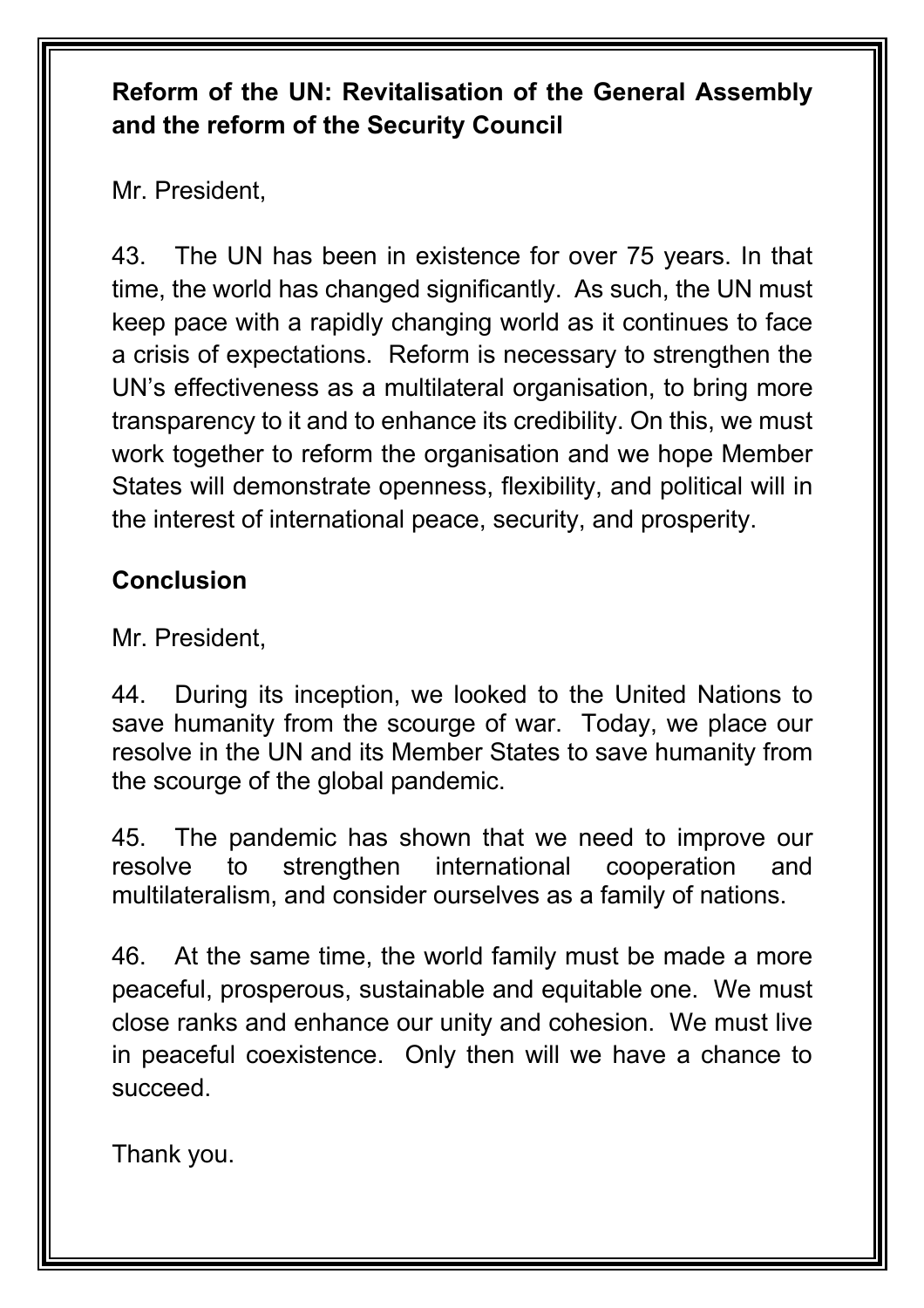**Reform of the UN: Revitalisation of the General Assembly and the reform of the Security Council**

Mr. President,

43. The UN has been in existence for over 75 years. In that time, the world has changed significantly. As such, the UN must keep pace with a rapidly changing world as it continues to face a crisis of expectations. Reform is necessary to strengthen the UN's effectiveness as a multilateral organisation, to bring more transparency to it and to enhance its credibility. On this, we must work together to reform the organisation and we hope Member States will demonstrate openness, flexibility, and political will in the interest of international peace, security, and prosperity.

**Conclusion**

Mr. President,

44. During its inception, we looked to the United Nations to save humanity from the scourge of war. Today, we place our resolve in the UN and its Member States to save humanity from the scourge of the global pandemic.

45. The pandemic has shown that we need to improve our resolve to strengthen international cooperation and multilateralism, and consider ourselves as a family of nations.

46. At the same time, the world family must be made a more peaceful, prosperous, sustainable and equitable one. We must close ranks and enhance our unity and cohesion. We must live in peaceful coexistence. Only then will we have a chance to succeed.

Thank you.